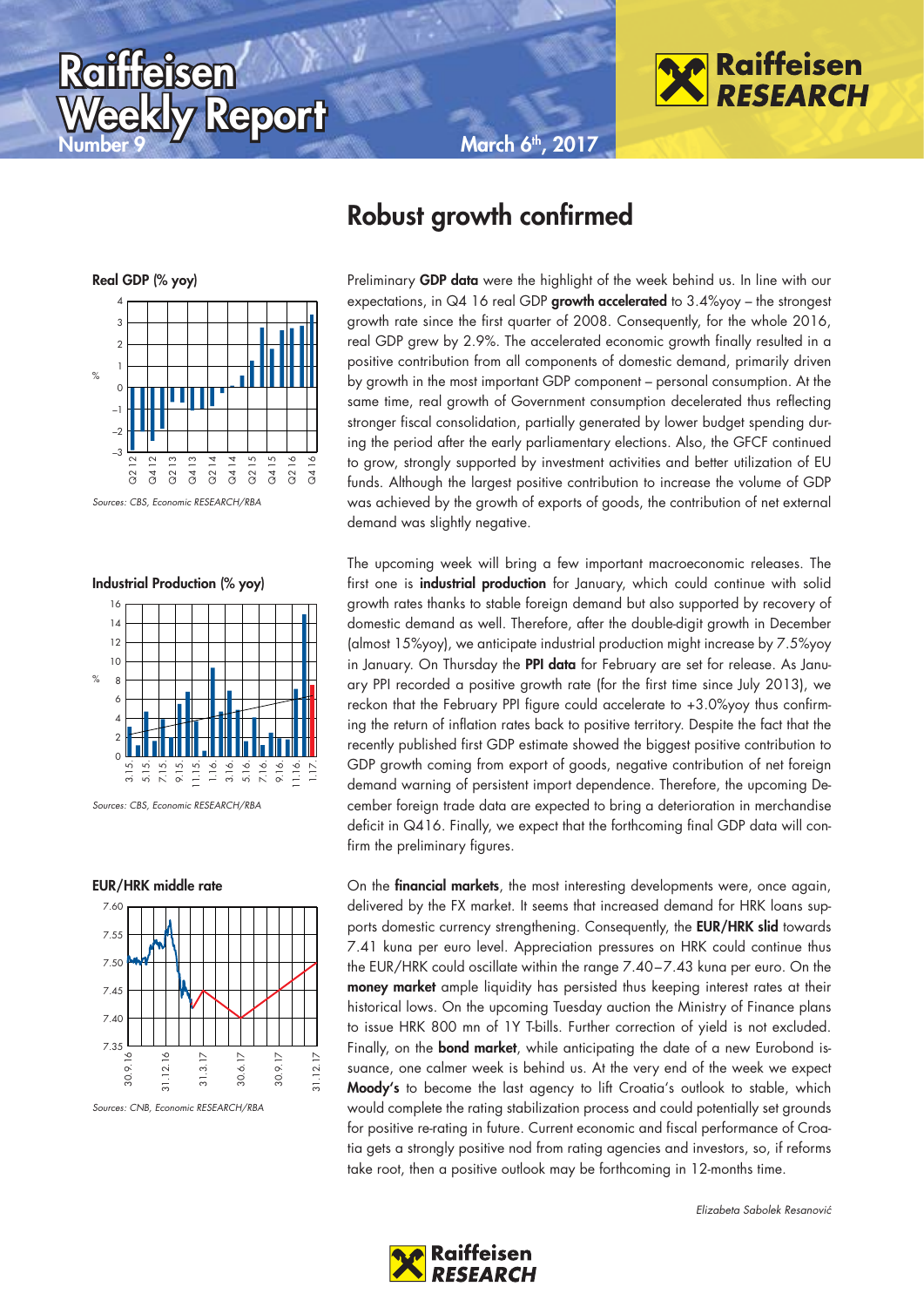# Raiffeisen Weekly Report

Number 9 — March 6th, 2017

## Robust growth confirmed

**Real GDP (% yoy)**

*Sources: CBS, Economic RESEARCH/RBA*

**Industrial Production (% yoy)**

*Sources: CBS, Economic RESEARCH/RBA*

**EUR/HRK middle rate**

*Sources: CNB, Economic RESEARCH/RBA*

Preliminary **GDP data** were the highlight of the week behind us. In line with our expectations, in Q4 16 real GDP **growth accelerated** to 3.4%yoy – the strongest growth rate since the first quarter of 2008. Consequently, for the whole 2016, real GDP grew by 2.9%. The accelerated economic growth finally resulted in a positive contribution from all components of domestic demand, primarily driven by growth in the most important GDP component – personal consumption. At the same time, real growth of Government consumption decelerated thus reflecting stronger fiscal consolidation, partially generated by lower budget spending during the period after the early parliamentary elections. Also, the GFCF continued to grow, strongly supported by investment activities and better utilization of EU funds. Although the largest positive contribution to increase the volume of GDP was achieved by the growth of exports of goods, the contribution of net external demand was slightly negative.

The upcoming week will bring a few important macroeconomic releases. The first one is **industrial production** for January, which could continue with solid growth rates thanks to stable foreign demand but also supported by recovery of domestic demand as well. Therefore, after the double-digit growth in December (almost 15%yoy), we anticipate industrial production might increase by 7.5%yoy in January. On Thursday the **PPI data** for February are set for release. As January PPI recorded a positive growth rate (for the first time since July 2013), we reckon that the February PPI figure could accelerate to +3.0%yoy thus confirming the return of inflation rates back to positive territory. Despite the fact that the recently published first GDP estimate showed the biggest positive contribution to GDP growth coming from export of goods, negative contribution of net foreign demand warning of persistent import dependence. Therefore, the upcoming December foreign trade data are expected to bring a deterioration in merchandise deficit in Q416. Finally, we expect that the forthcoming final GDP data will confirm the preliminary figures.

On the **financial markets**, the most interesting developments were, once again, delivered by the FX market. It seems that increased demand for HRK loans supports domestic currency strengthening. Consequently, the **EUR/HRK slid** towards 7.41 kuna per euro level. Appreciation pressures on HRK could continue thus the EUR/HRK could oscillate within the range 7.40–7.43 kuna per euro. On the **money market** ample liquidity has persisted thus keeping interest rates at their historical lows. On the upcoming Tuesday auction the Ministry of Finance plans to issue HRK 800 mn of 1Y T-bills. Further correction of yield is not excluded. Finally, on the **bond market**, while anticipating the date of a new Eurobond issuance, one calmer week is behind us. At the very end of the week we expect **Moody's** to become the last agency to lift Croatia's outlook to stable, which would complete the rating stabilization process and could potentially set grounds for positive re-rating in future. Current economic and fiscal performance of Croatia gets a strongly positive nod from rating agencies and investors, so, if reforms take root, then a positive outlook may be forthcoming in 12-months time.

*Elizabeta Sabolek Resanović*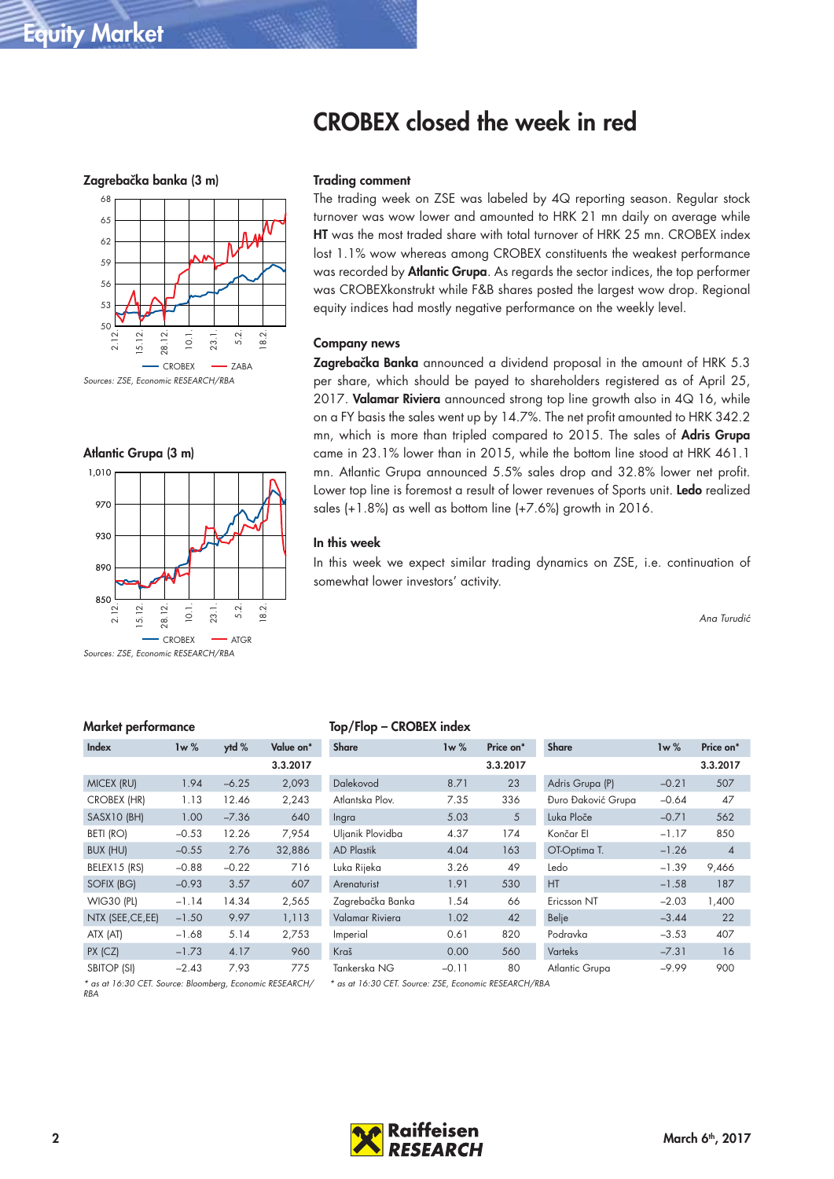# CROBEX closed the week in red

### Trading comment

The trading week on ZSE was labeled by 4Q reporting season. Regular stock turnover was wow lower and amounted to HRK 21 mn daily on average while **HT** was the most traded share with total turnover of HRK 25 mn. CROBEX index lost 1.1% wow whereas among CROBEX constituents the weakest performance was recorded by **Atlantic Grupa**. As regards the sector indices, the top performer was CROBEXkonstrukt while F&B shares posted the largest wow drop. Regional equity indices had mostly negative performance on the weekly level.

### Company news

**Zagrebačka Banka** announced a dividend proposal in the amount of HRK 5.3 per share, which should be payed to shareholders registered as of April 25, 2017. **Valamar Riviera** announced strong top line growth also in 4Q 16, while on a FY basis the sales went up by 14.7%. The net profit amounted to HRK 342.2 mn, which is more than tripled compared to 2015. The sales of **Adris Grupa** came in 23.1% lower than in 2015, while the bottom line stood at HRK 461.1 mn. Atlantic Grupa announced 5.5% sales drop and 32.8% lower net profit. Lower top line is foremost a result of lower revenues of Sports unit. **Ledo** realized sales (+1.8%) as well as bottom line (+7.6%) growth in 2016.

### In this week

In this week we expect similar trading dynamics on ZSE, i.e. continuation of somewhat lower investors' activity.

*Ana Turudić*

### Zagrebačka banka (3 m)

Legend: CROBEX, ZABA

*Sources: ZSE, Economic RESEARCH/RBA*

### Atlantic Grupa (3 m)

Legend: CROBEX, ATGR

*Sources: ZSE, Economic RESEARCH/RBA*

### Market performance

| Index | 1w % | ytd % | Value on* 3.3.2017 |
|---|---|---|---|
| MICEX (RU) | 1.94 | -6.25 | 2,093 |
| CROBEX (HR) | 1.13 | 12.46 | 2,243 |
| SASX10 (BH) | 1.00 | -7.36 | 640 |
| BETI (RO) | -0.53 | 12.26 | 7,954 |
| BUX (HU) | -0.55 | 2.76 | 32,886 |
| BELEX15 (RS) | -0.88 | -0.22 | 716 |
| SOFIX (BG) | -0.93 | 3.57 | 607 |
| WIG30 (PL) | -1.14 | 14.34 | 2,565 |
| NTX (SEE,CE,EE) | -1.50 | 9.97 | 1,113 |
| ATX (AT) | -1.68 | 5.14 | 2,753 |
| PX (CZ) | -1.73 | 4.17 | 960 |
| SBITOP (SI) | -2.43 | 7.93 | 775 |

*\* as at 16:30 CET. Source: Bloomberg, Economic RESEARCH/RBA*

### Top/Flop – CROBEX index

| Share | 1w % | Price on* 3.3.2017 | Share | 1w % | Price on* 3.3.2017 |
|---|---|---|---|---|---|
| Dalekovod | 8.71 | 23 | Adris Grupa (P) | -0.21 | 507 |
| Atlantska Plov. | 7.35 | 336 | Đuro Đaković Grupa | -0.64 | 47 |
| Ingra | 5.03 | 5 | Luka Ploče | -0.71 | 562 |
| Uljanik Plovidba | 4.37 | 174 | Končar El | -1.17 | 850 |
| AD Plastik | 4.04 | 163 | OT-Optima T. | -1.26 | 4 |
| Luka Rijeka | 3.26 | 49 | Ledo | -1.39 | 9,466 |
| Arenaturist | 1.91 | 530 | HT | -1.58 | 187 |
| Zagrebačka Banka | 1.54 | 66 | Ericsson NT | -2.03 | 1,400 |
| Valamar Riviera | 1.02 | 42 | Belje | -3.44 | 22 |
| Imperial | 0.61 | 820 | Podravka | -3.53 | 407 |
| Kraš | 0.00 | 560 | Varteks | -7.31 | 16 |
| Tankerska NG | -0.11 | 80 | Atlantic Grupa | -9.99 | 900 |

*\* as at 16:30 CET. Source: ZSE, Economic RESEARCH/RBA*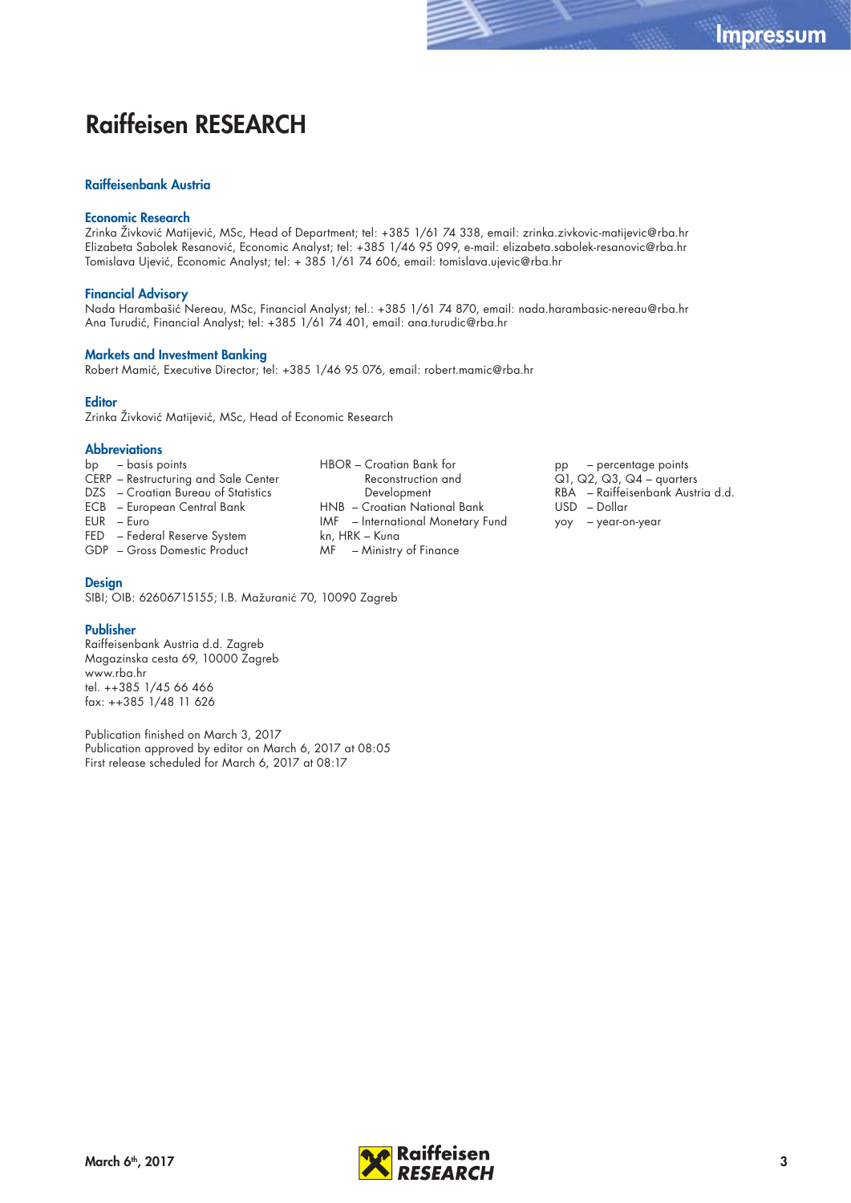# Raiffeisen RESEARCH

### Raiffeisenbank Austria

### Economic Research

Zrinka Živković Matijević, MSc, Head of Department; tel: +385 1/61 74 338, email: zrinka.zivkovic-matijevic@rba.hr
Elizabeta Sabolek Resanović, Economic Analyst; tel: +385 1/46 95 099, e-mail: elizabeta.sabolek-resanovic@rba.hr
Tomislava Ujević, Economic Analyst; tel: + 385 1/61 74 606, email: tomislava.ujevic@rba.hr

### Financial Advisory

Nada Harambašić Nereau, MSc, Financial Analyst; tel.: +385 1/61 74 870, email: nada.harambasic-nereau@rba.hr
Ana Turudić, Financial Analyst; tel: +385 1/61 74 401, email: ana.turudic@rba.hr

### Markets and Investment Banking

Robert Mamić, Executive Director; tel: +385 1/46 95 076, email: robert.mamic@rba.hr

### Editor

Zrinka Živković Matijević, MSc, Head of Economic Research

### Abbreviations

bp – basis points
CERP – Restructuring and Sale Center
DZS – Croatian Bureau of Statistics
ECB – European Central Bank
EUR – Euro
FED – Federal Reserve System
GDP – Gross Domestic Product
HBOR – Croatian Bank for Reconstruction and Development
HNB – Croatian National Bank
IMF – International Monetary Fund
kn, HRK – Kuna
MF – Ministry of Finance
pp – percentage points
Q1, Q2, Q3, Q4 – quarters
RBA – Raiffeisenbank Austria d.d.
USD – Dollar
yoy – year-on-year

### Design

SIBI; OIB: 62606715155; I.B. Mažuranić 70, 10090 Zagreb

### Publisher

Raiffeisenbank Austria d.d. Zagreb
Magazinska cesta 69, 10000 Zagreb
www.rba.hr
tel. ++385 1/45 66 466
fax: ++385 1/48 11 626

Publication finished on March 3, 2017
Publication approved by editor on March 6, 2017 at 08:05
First release scheduled for March 6, 2017 at 08:17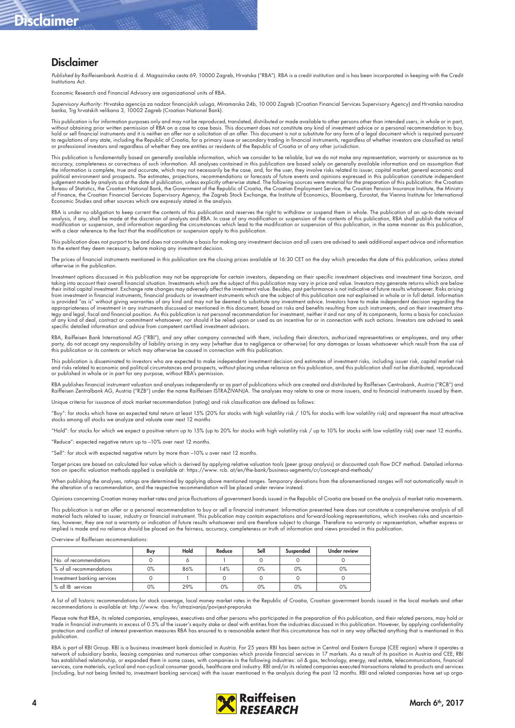## Disclaimer

*Published by* Raiffeisenbank Austria d. d. Magazinska cesta 69, 10000 Zagreb, Hrvatska ("RBA"). RBA is a credit institution and is has been incorporated in keeping with the Credit Institutions Act.

Economic Research and Financial Advisory are organizational units of RBA.

*Supervisory Authority*: Hrvatska agencija za nadzor financijskih usluga, Miramarska 24b, 10 000 Zagreb (Croatian Financial Services Supervisory Agency) and Hrvatska narodna banka, Trg hrvatskih velikana 3, 10002 Zagreb (Croatian National Bank).

This publication is for information purposes only and may not be reproduced, translated, distributed or made available to other persons other than intended users, in whole or in part, without obtaining prior written permission of RBA on a case to case basis. This document does not constitute any kind of investment advice or a personal recommendation to buy, hold or sell financial instruments and it is neither an offer nor a solicitation of an offer. This document is not a substitute for any form of a legal document which is required pursuant to regulations of any state, including the Republic of Croatia, for a primary issue or secondary trading in financial instruments, regardless of whether investors are classified as retail or professional investors and regardless of whether they are entities or residents of the Republic of Croatia or of any other jurisdiction.

This publication is fundamentally based on generally available information, which we consider to be reliable, but we do not make any representation, warranty or assurance as to accuracy, completeness or correctness of such information. All analyses contained in this publication are based solely on generally available information and on assumption that the information is complete, true and accurate, which may not necessarily be the case, and, for the user, they involve risks related to issuer, capital market, general economic and political environment and prospects. The estimates, projections, recommendations or forecasts of future events and opinions expressed in this publication constitute independent judgement made by analysts as at the date of publication, unless explicitly otherwise stated. The following sources were material for the preparation of this publication: the Croatian Bureau of Statistics, the Croatian National Bank, the Government of the Republic of Croatia, the Croatian Employment Service, the Croatian Pension Insurance Institute, the Ministry of Finance, the Croatian Financial Services Supervisory Agency, the Zagreb Stock Exchange, the Institute of Economics, Bloomberg, Eurostat, the Vienna Institute for International Economic Studies and other sources which are expressly stated in the analysis.

RBA is under no obligation to keep current the contents of this publication and reserves the right to withdraw or suspend them in whole. The publication of an up-to-date revised analysis, if any, shall be made at the discretion of analysts and RBA. In case of any modification or suspension of the contents of this publication, RBA shall publish the notice of modification or suspension, and information regarding the circumstances which lead to the modification or suspension of this publication, in the same manner as this publication, with a clear reference to the fact that the modification or suspension apply to this publication.

This publication does not purport to be and does not constitute a basis for making any investment decision and all users are advised to seek additional expert advice and information to the extent they deem necessary, before making any investment decision.

The prices of financial instruments mentioned in this publication are the closing prices available at 16:30 CET on the day which precedes the date of this publication, unless stated otherwise in the publication.

Investment options discussed in this publication may not be appropriate for certain investors, depending on their specific investment objectives and investment time horizon, and taking into account their overall financial situation. Investments which are the subject of this publication may vary in price and value. Investors may generate returns which are below their initial capital investment. Exchange rate changes may adversely affect the investment value. Besides, past performance is not indicative of future results whatsoever. Risks arising from investment in financial instruments, financial products or investment instruments which are the subject of this publication are not explained in whole or in full detail. Information is provided "as is" without giving warranties of any kind and may not be deemed to substitute any investment advice. Investors have to make independent decision regarding the appropriateness of investment in any instruments discussed or mentioned in this document, based on risks and benefits resulting from such instruments, and on their investment strategy and legal, fiscal and financial position. As this publication is not personal recommendation for investment, neither it and nor any of its components, forms a basis for conclusion of any kind of deal, contract or commitment whatsoever, nor should it be relied upon or used as an incentive for or in connection with such actions. Investors are advised to seek specific detailed information and advice from competent certified investment advisors.

RBA, Raiffeisen Bank International AG ("RBI"), and any other company connected with them, including their directors, authorized representatives or employees, and any other party, do not accept any responsibility of liability arising in any way (whether due to negligence or otherwise) for any damages or losses whatsoever which result from the use of this publication or its contents or which may otherwise be caused in connection with this publication.

This publication is disseminated to investors who are expected to make independent investment decision and estimates of investment risks, including issuer risk, capital market risk and risks related to economic and political circumstances and prospects, without placing undue reliance on this publication, and this publication shall not be distributed, reproduced or published in whole or in part for any purpose, without RBA's permission.

RBA publishes financial instrument valuation and analyses independently or as part of publications which are created and distributed by Raiffeisen Centrobank, Austria ("RCB") and Raiffeisen Zentralbank AG, Austria ("RZB") under the name Raiffeisen ISTRAŽIVANJA. The analyses may relate to one or more issuers, and to financial instruments issued by them.

Unique criteria for issuance of stock market recommendation (rating) and risk classification are defined as follows:

"Buy": for stocks which have an expected total return at least 15% (20% for stocks with high volatility risk / 10% for stocks with low volatility risk) and represent the most attractive stocks among all stocks we analyze and valuate over next 12 months

"Hold": for stocks for which we expect a positive return up to 15% (up to 20% for stocks with high volatility risk / up to 10% for stocks with low volatility risk) over next 12 months.

"Reduce": expected negative return up to –10% over next 12 months.

"Sell": for stock with expected negative return by more than –10% u over next 12 months.

Target prices are based on calculated fair value which is derived by applying relative valuation tools (peer group analysis) or discounted cash flow DCF method. Detailed information on specific valuation methods applied is available at: https://www. rcb. at/en/the-bank/business-segments/cr/concept-and-methods/

When publishing the analyses, ratings are determined by applying above mentioned ranges. Temporary deviations from the aforementioned ranges will not automatically result in the alteration of a recommendation, and the respective recommendation will be placed under review instead.

Opinions concerning Croatian money market rates and price fluctuations of government bonds issued in the Republic of Croatia are based on the analysis of market ratio movements.

This publication is not an offer or a personal recommendation to buy or sell a financial instrument. Information presented here does not constitute a comprehensive analysis of all material facts related to issuer, industry or financial instrument. This publication may contain expectations and forward-looking representations, which involves risks and uncertainties, however, they are not a warranty or indication of future results whatsoever and are therefore subject to change. Therefore no warranty or representation, whether express or implied is made and no reliance should be placed on the fairness, accuracy, completeness or truth of information and views provided in this publication.

Overview of Raiffeisen recommendations:

| | Buy | Hold | Reduce | Sell | Suspended | Under review |
|---|---|---|---|---|---|---|
| No. of recommendations | 0 | 6 | 1 | 0 | 0 | 0 |
| % of all recommendations | 0% | 86% | 14% | 0% | 0% | 0% |
| Investment banking services | 0 | 1 | 0 | 0 | 0 | 0 |
| % all IB services | 0% | 29% | 0% | 0% | 0% | 0% |

A list of all historic recommendations for stock coverage, local money market rates in the Republic of Croatia, Croatian government bonds issued in the local markets and other recommendations is available at: http://www. rba. hr/istrazivanja/povijest-preporuka

Please note that RBA, its related companies, employees, executives and other persons who participated in the preparation of this publication, and their related persons, may hold or trade in financial instruments in excess of 0.5% of the issuer's equity stake or deal with entities from the industries discussed in this publication. However, by applying confidentiality protection and conflict of interest prevention measures RBA has ensured to a reasonable extent that this circumstance has not in any way affected anything that is mentioned in this publication.

RBA is part of RBI Group. RBI is a business investment bank domiciled in Austria. For 25 years RBI has been active in Central and Eastern Europe (CEE region) where it operates a network of subsidiary banks, leasing companies and numerous other companies which provide financial services in 17 markets. As a result of its position in Austria and CEE, RBI has established relationship, or expanded them in some cases, with companies in the following industries: oil & gas, technology, energy, real estate, telecommunications, financial services, core materials, cyclical and non-cyclical consumer goods, healthcare and industry. RBI and/or its related companies executed transactions related to products and services (including, but not being limited to, investment banking services) with the issuer mentioned in the analysis during the past 12 months. RBI and related companies have set up orga-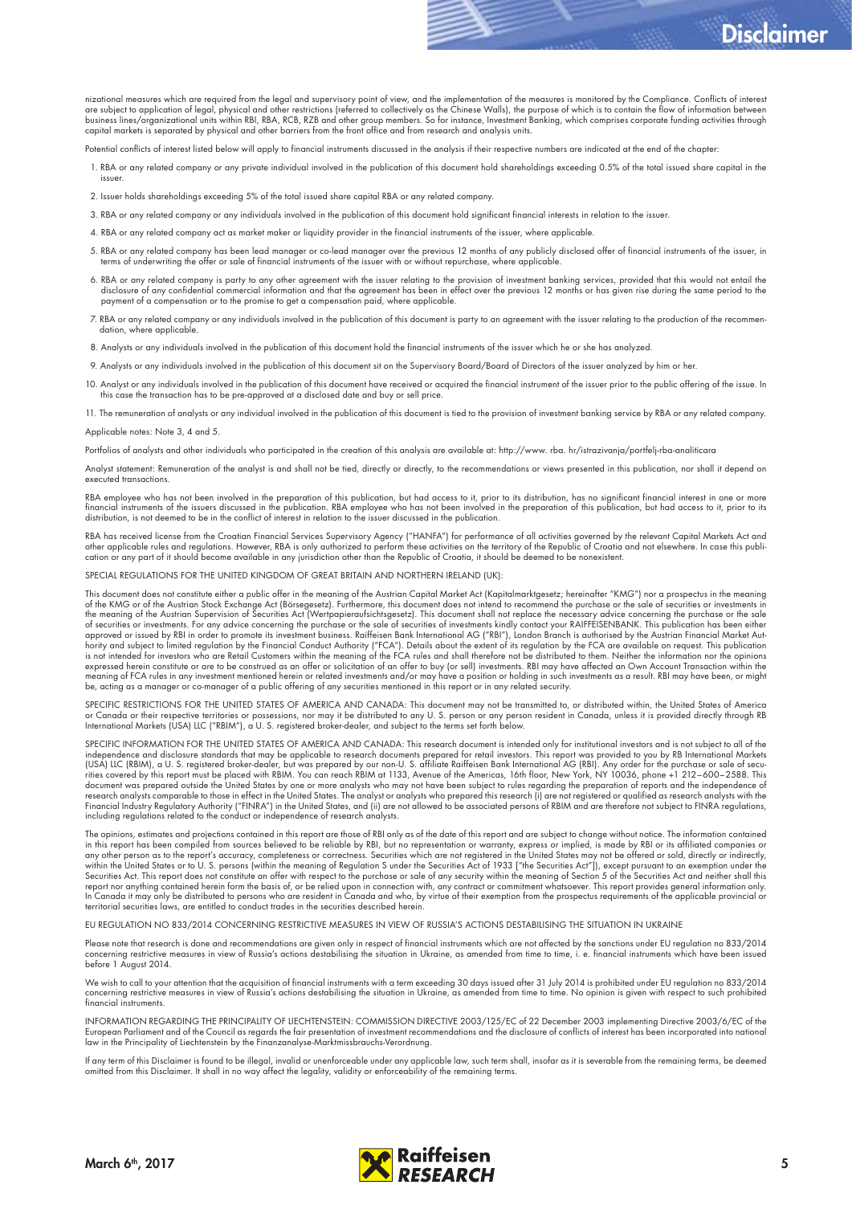nizational measures which are required from the legal and supervisory point of view, and the implementation of the measures is monitored by the Compliance. Conflicts of interest are subject to application of legal, physical and other restrictions (referred to collectively as the Chinese Walls), the purpose of which is to contain the flow of information between business lines/organizational units within RBI, RBA, RCB, RZB and other group members. So for instance, Investment Banking, which comprises corporate funding activities through capital markets is separated by physical and other barriers from the front office and from research and analysis units.

Potential conflicts of interest listed below will apply to financial instruments discussed in the analysis if their respective numbers are indicated at the end of the chapter:

1. RBA or any related company or any private individual involved in the publication of this document hold shareholdings exceeding 0.5% of the total issued share capital in the issuer.
2. Issuer holds shareholdings exceeding 5% of the total issued share capital RBA or any related company.
3. RBA or any related company or any individuals involved in the publication of this document hold significant financial interests in relation to the issuer.
4. RBA or any related company act as market maker or liquidity provider in the financial instruments of the issuer, where applicable.
5. RBA or any related company has been lead manager or co-lead manager over the previous 12 months of any publicly disclosed offer of financial instruments of the issuer, in terms of underwriting the offer or sale of financial instruments of the issuer with or without repurchase, where applicable.
6. RBA or any related company is party to any other agreement with the issuer relating to the provision of investment banking services, provided that this would not entail the disclosure of any confidential commercial information and that the agreement has been in effect over the previous 12 months or has given rise during the same period to the payment of a compensation or to the promise to get a compensation paid, where applicable.
7. RBA or any related company or any individuals involved in the publication of this document is party to an agreement with the issuer relating to the production of the recommendation, where applicable.
8. Analysts or any individuals involved in the publication of this document hold the financial instruments of the issuer which he or she has analyzed.
9. Analysts or any individuals involved in the publication of this document sit on the Supervisory Board/Board of Directors of the issuer analyzed by him or her.
10. Analyst or any individuals involved in the publication of this document have received or acquired the financial instrument of the issuer prior to the public offering of the issue. In this case the transaction has to be pre-approved at a disclosed date and buy or sell price.
11. The remuneration of analysts or any individual involved in the publication of this document is tied to the provision of investment banking service by RBA or any related company.

Applicable notes: Note 3, 4 and 5.

Portfolios of analysts and other individuals who participated in the creation of this analysis are available at: http://www. rba. hr/istrazivanja/portfelj-rba-analiticara

Analyst statement: Remuneration of the analyst is and shall not be tied, directly or directly, to the recommendations or views presented in this publication, nor shall it depend on executed transactions.

RBA employee who has not been involved in the preparation of this publication, but had access to it, prior to its distribution, has no significant financial interest in one or more financial instruments of the issuers discussed in the publication. RBA employee who has not been involved in the preparation of this publication, but had access to it, prior to its distribution, is not deemed to be in the conflict of interest in relation to the issuer discussed in the publication.

RBA has received license from the Croatian Financial Services Supervisory Agency ("HANFA") for performance of all activities governed by the relevant Capital Markets Act and other applicable rules and regulations. However, RBA is only authorized to perform these activities on the territory of the Republic of Croatia and not elsewhere. In case this publication or any part of it should become available in any jurisdiction other than the Republic of Croatia, it should be deemed to be nonexistent.

SPECIAL REGULATIONS FOR THE UNITED KINGDOM OF GREAT BRITAIN AND NORTHERN IRELAND (UK):

This document does not constitute either a public offer in the meaning of the Austrian Capital Market Act (Kapitalmarktgesetz; hereinafter "KMG") nor a prospectus in the meaning of the KMG or of the Austrian Stock Exchange Act (Börsegesetz). Furthermore, this document does not intend to recommend the purchase or the sale of securities or investments in the meaning of the Austrian Supervision of Securities Act (Wertpapieraufsichtsgesetz). This document shall not replace the necessary advice concerning the purchase or the sale of securities or investments. For any advice concerning the purchase or the sale of securities of investments kindly contact your RAIFFEISENBANK. This publication has been either approved or issued by RBI in order to promote its investment business. Raiffeisen Bank International AG ("RBI"), London Branch is authorised by the Austrian Financial Market Authority and subject to limited regulation by the Financial Conduct Authority ("FCA"). Details about the extent of its regulation by the FCA are available on request. This publication is not intended for investors who are Retail Customers within the meaning of the FCA rules and shall therefore not be distributed to them. Neither the information nor the opinions expressed herein constitute or are to be construed as an offer or solicitation of an offer to buy (or sell) investments. RBI may have affected an Own Account Transaction within the meaning of FCA rules in any investment mentioned herein or related investments and/or may have a position or holding in such investments as a result. RBI may have been, or might be, acting as a manager or co-manager of a public offering of any securities mentioned in this report or in any related security.

SPECIFIC RESTRICTIONS FOR THE UNITED STATES OF AMERICA AND CANADA: This document may not be transmitted to, or distributed within, the United States of America or Canada or their respective territories or possessions, nor may it be distributed to any U. S. person or any person resident in Canada, unless it is provided directly through RB International Markets (USA) LLC ("RBIM"), a U. S. registered broker-dealer, and subject to the terms set forth below.

SPECIFIC INFORMATION FOR THE UNITED STATES OF AMERICA AND CANADA: This research document is intended only for institutional investors and is not subject to all of the independence and disclosure standards that may be applicable to research documents prepared for retail investors. This report was provided to you by RB International Markets (USA) LLC (RBIM), a U. S. registered broker-dealer, but was prepared by our non-U. S. affiliate Raiffeisen Bank International AG (RBI). Any order for the purchase or sale of securities covered by this report must be placed with RBIM. You can reach RBIM at 1133, Avenue of the Americas, 16th floor, New York, NY 10036, phone +1 212–600–2588. This document was prepared outside the United States by one or more analysts who may not have been subject to rules regarding the preparation of reports and the independence of research analysts comparable to those in effect in the United States. The analyst or analysts who prepared this research (i) are not registered or qualified as research analysts with the Financial Industry Regulatory Authority ("FINRA") in the United States, and (ii) are not allowed to be associated persons of RBIM and are therefore not subject to FINRA regulations, including regulations related to the conduct or independence of research analysts.

The opinions, estimates and projections contained in this report are those of RBI only as of the date of this report and are subject to change without notice. The information contained in this report has been compiled from sources believed to be reliable by RBI, but no representation or warranty, express or implied, is made by RBI or its affiliated companies or any other person as to the report's accuracy, completeness or correctness. Securities which are not registered in the United States may not be offered or sold, directly or indirectly, within the United States or to U. S. persons (within the meaning of Regulation S under the Securities Act of 1933 ["the Securities Act"]), except pursuant to an exemption under the Securities Act. This report does not constitute an offer with respect to the purchase or sale of any security within the meaning of Section 5 of the Securities Act and neither shall this report nor anything contained herein form the basis of, or be relied upon in connection with, any contract or commitment whatsoever. This report provides general information only. In Canada it may only be distributed to persons who are resident in Canada and who, by virtue of their exemption from the prospectus requirements of the applicable provincial or territorial securities laws, are entitled to conduct trades in the securities described herein.

EU REGULATION NO 833/2014 CONCERNING RESTRICTIVE MEASURES IN VIEW OF RUSSIA'S ACTIONS DESTABILISING THE SITUATION IN UKRAINE

Please note that research is done and recommendations are given only in respect of financial instruments which are not affected by the sanctions under EU regulation no 833/2014 concerning restrictive measures in view of Russia's actions destabilising the situation in Ukraine, as amended from time to time, i. e. financial instruments which have been issued before 1 August 2014.

We wish to call to your attention that the acquisition of financial instruments with a term exceeding 30 days issued after 31 July 2014 is prohibited under EU regulation no 833/2014 concerning restrictive measures in view of Russia's actions destabilising the situation in Ukraine, as amended from time to time. No opinion is given with respect to such prohibited financial instruments.

INFORMATION REGARDING THE PRINCIPALITY OF LIECHTENSTEIN: COMMISSION DIRECTIVE 2003/125/EC of 22 December 2003 implementing Directive 2003/6/EC of the European Parliament and of the Council as regards the fair presentation of investment recommendations and the disclosure of conflicts of interest has been incorporated into national law in the Principality of Liechtenstein by the Finanzanalyse-Marktmissbrauchs-Verordnung.

If any term of this Disclaimer is found to be illegal, invalid or unenforceable under any applicable law, such term shall, insofar as it is severable from the remaining terms, be deemed omitted from this Disclaimer. It shall in no way affect the legality, validity or enforceability of the remaining terms.